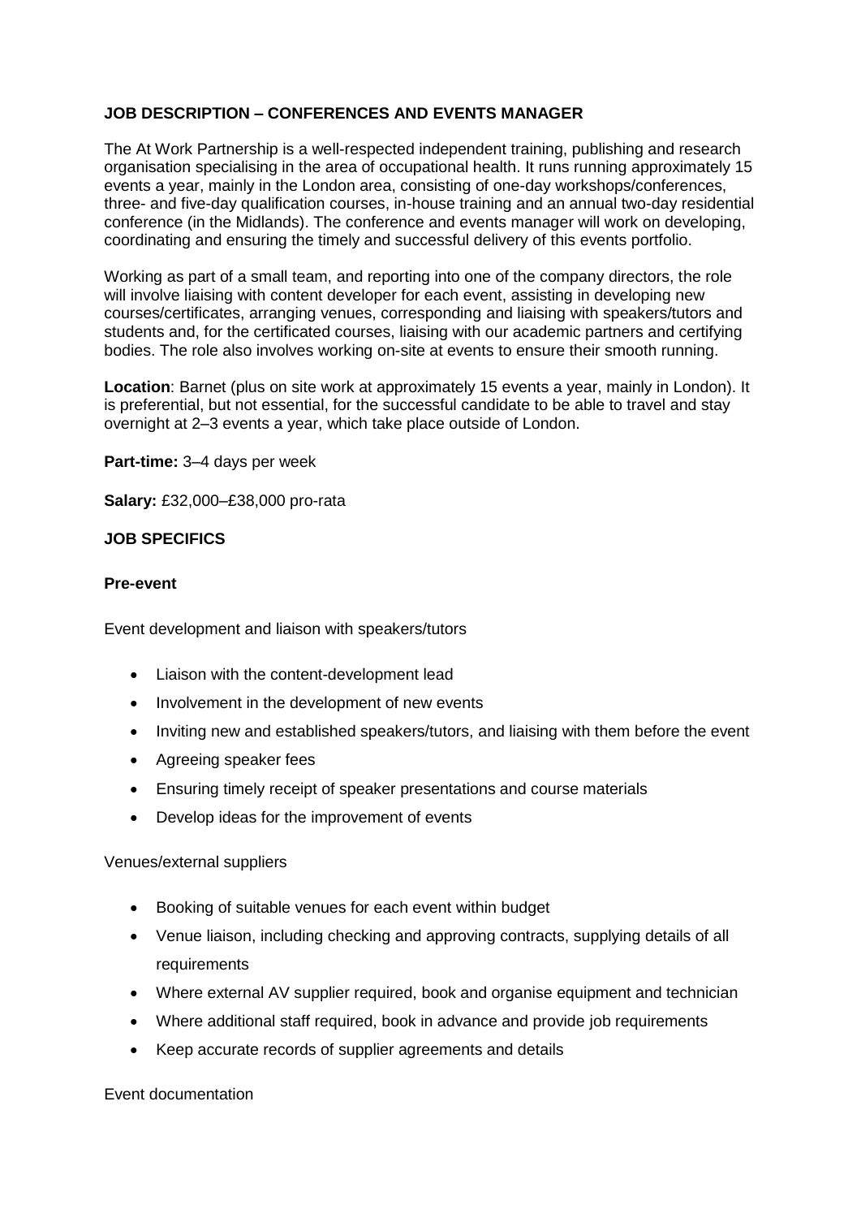**JOB DESCRIPTION – CONFERENCES AND EVENTS MANAGER**

The At Work Partnership is a well-respected independent training, publishing and research organisation specialising in the area of occupational health. It runs running approximately 15 events a year, mainly in the London area, consisting of one-day workshops/conferences, three- and five-day qualification courses, in-house training and an annual two-day residential conference (in the Midlands). The conference and events manager will work on developing, coordinating and ensuring the timely and successful delivery of this events portfolio.

Working as part of a small team, and reporting into one of the company directors, the role will involve liaising with content developer for each event, assisting in developing new courses/certificates, arranging venues, corresponding and liaising with speakers/tutors and students and, for the certificated courses, liaising with our academic partners and certifying bodies. The role also involves working on-site at events to ensure their smooth running.

**Location**: Barnet (plus on site work at approximately 15 events a year, mainly in London). It is preferential, but not essential, for the successful candidate to be able to travel and stay overnight at 2–3 events a year, which take place outside of London.

**Part-time:** 3–4 days per week

**Salary:** £32,000–£38,000 pro-rata

**JOB SPECIFICS**

**Pre-event**

Event development and liaison with speakers/tutors

- Liaison with the content-development lead
- Involvement in the development of new events
- Inviting new and established speakers/tutors, and liaising with them before the event
- Agreeing speaker fees
- Ensuring timely receipt of speaker presentations and course materials
- Develop ideas for the improvement of events

Venues/external suppliers

- Booking of suitable venues for each event within budget
- Venue liaison, including checking and approving contracts, supplying details of all requirements
- Where external AV supplier required, book and organise equipment and technician
- Where additional staff required, book in advance and provide job requirements
- Keep accurate records of supplier agreements and details

Event documentation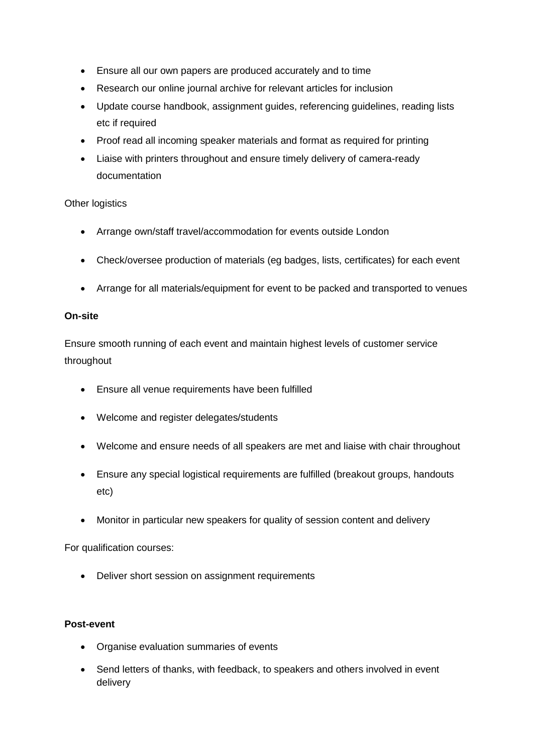- Ensure all our own papers are produced accurately and to time
- Research our online journal archive for relevant articles for inclusion
- Update course handbook, assignment guides, referencing guidelines, reading lists etc if required
- Proof read all incoming speaker materials and format as required for printing
- Liaise with printers throughout and ensure timely delivery of camera-ready documentation

Other logistics

- Arrange own/staff travel/accommodation for events outside London
- Check/oversee production of materials (eg badges, lists, certificates) for each event
- Arrange for all materials/equipment for event to be packed and transported to venues

**On-site**

Ensure smooth running of each event and maintain highest levels of customer service throughout

- Ensure all venue requirements have been fulfilled
- Welcome and register delegates/students
- Welcome and ensure needs of all speakers are met and liaise with chair throughout
- Ensure any special logistical requirements are fulfilled (breakout groups, handouts etc)
- Monitor in particular new speakers for quality of session content and delivery

For qualification courses:

- Deliver short session on assignment requirements

**Post-event**

- Organise evaluation summaries of events
- Send letters of thanks, with feedback, to speakers and others involved in event delivery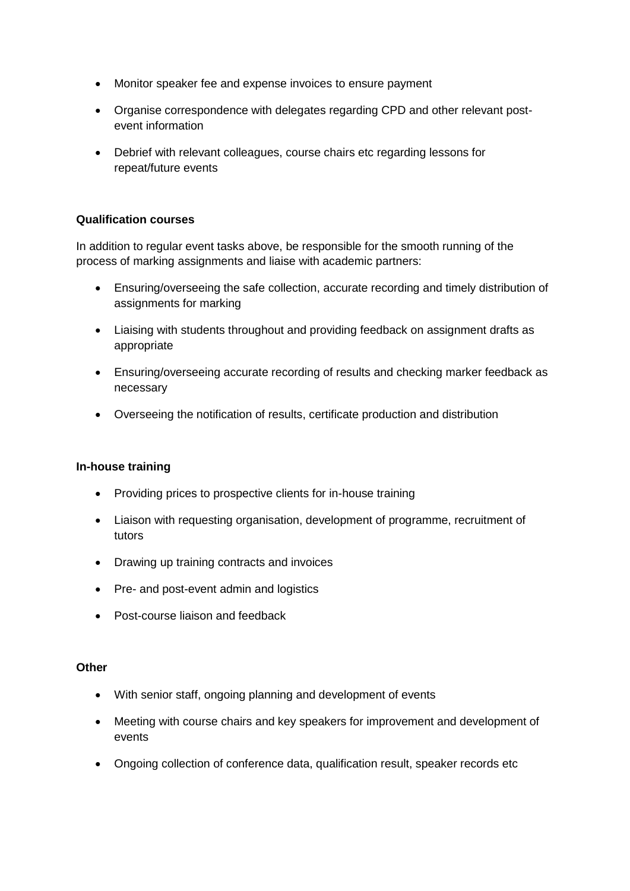- Monitor speaker fee and expense invoices to ensure payment
- Organise correspondence with delegates regarding CPD and other relevant post-event information
- Debrief with relevant colleagues, course chairs etc regarding lessons for repeat/future events

**Qualification courses**

In addition to regular event tasks above, be responsible for the smooth running of the process of marking assignments and liaise with academic partners:

- Ensuring/overseeing the safe collection, accurate recording and timely distribution of assignments for marking
- Liaising with students throughout and providing feedback on assignment drafts as appropriate
- Ensuring/overseeing accurate recording of results and checking marker feedback as necessary
- Overseeing the notification of results, certificate production and distribution

**In-house training**

- Providing prices to prospective clients for in-house training
- Liaison with requesting organisation, development of programme, recruitment of tutors
- Drawing up training contracts and invoices
- Pre- and post-event admin and logistics
- Post-course liaison and feedback

**Other**

- With senior staff, ongoing planning and development of events
- Meeting with course chairs and key speakers for improvement and development of events
- Ongoing collection of conference data, qualification result, speaker records etc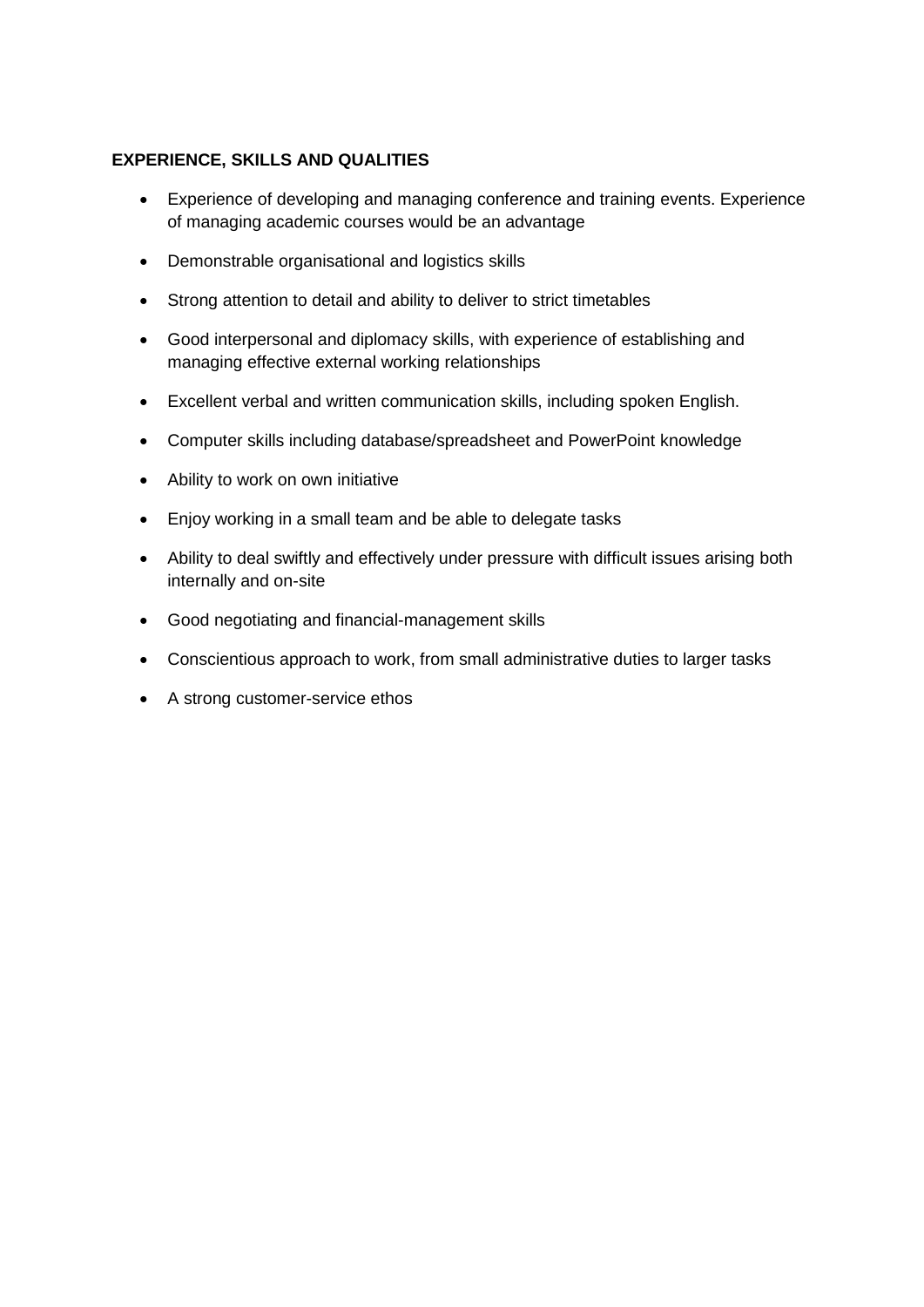**EXPERIENCE, SKILLS AND QUALITIES**

- Experience of developing and managing conference and training events. Experience of managing academic courses would be an advantage
- Demonstrable organisational and logistics skills
- Strong attention to detail and ability to deliver to strict timetables
- Good interpersonal and diplomacy skills, with experience of establishing and managing effective external working relationships
- Excellent verbal and written communication skills, including spoken English.
- Computer skills including database/spreadsheet and PowerPoint knowledge
- Ability to work on own initiative
- Enjoy working in a small team and be able to delegate tasks
- Ability to deal swiftly and effectively under pressure with difficult issues arising both internally and on-site
- Good negotiating and financial-management skills
- Conscientious approach to work, from small administrative duties to larger tasks
- A strong customer-service ethos